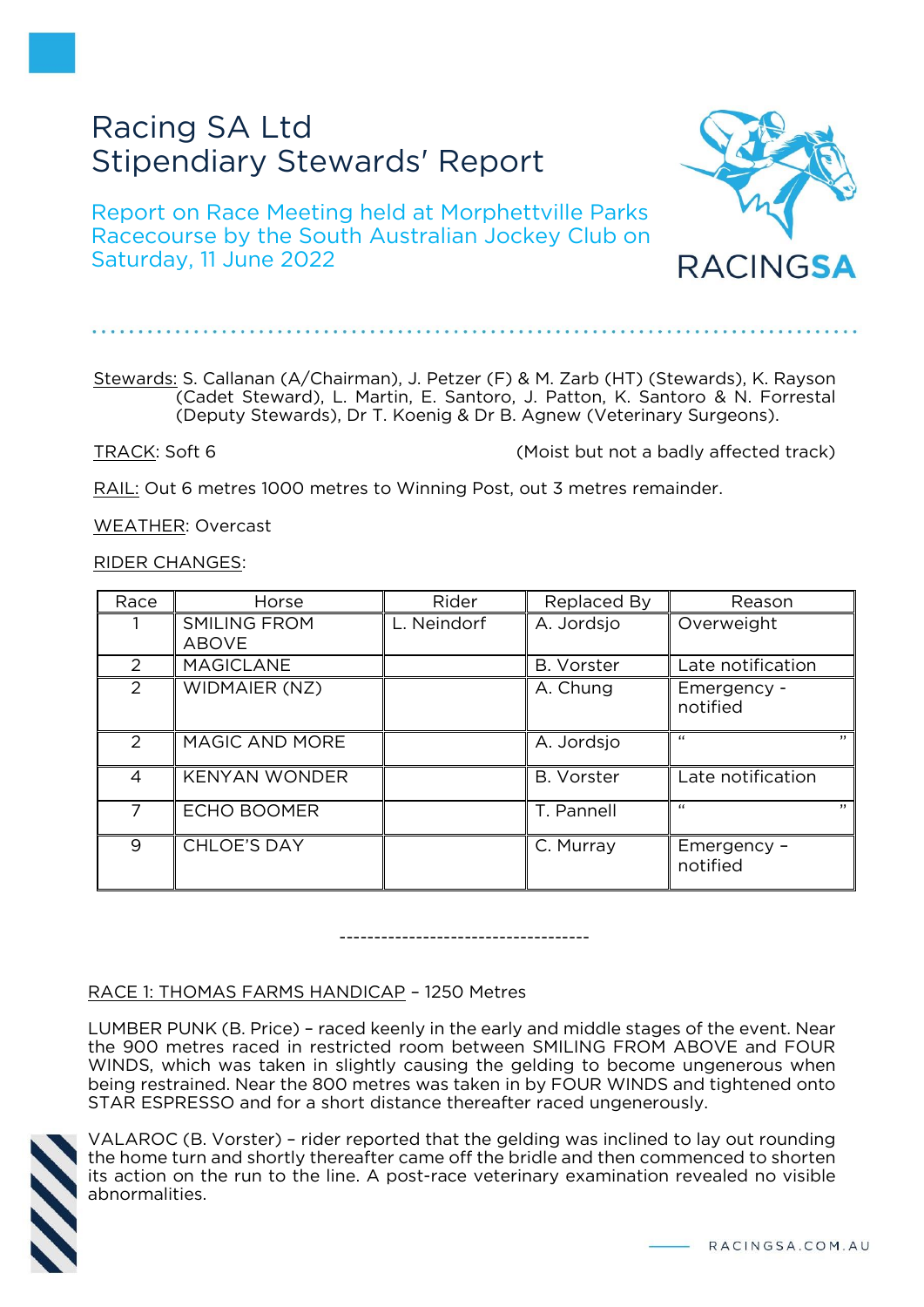# Racing SA Ltd
# Stipendiary Stewards' Report

## Report on Race Meeting held at Morphettville Parks Racecourse by the South Australian Jockey Club on Saturday, 11 June 2022

Stewards: S. Callanan (A/Chairman), J. Petzer (F) & M. Zarb (HT) (Stewards), K. Rayson (Cadet Steward), L. Martin, E. Santoro, J. Patton, K. Santoro & N. Forrestal (Deputy Stewards), Dr T. Koenig & Dr B. Agnew (Veterinary Surgeons).

TRACK: Soft 6 (Moist but not a badly affected track)

RAIL: Out 6 metres 1000 metres to Winning Post, out 3 metres remainder.

WEATHER: Overcast

RIDER CHANGES:

| Race | Horse | Rider | Replaced By | Reason |
|---|---|---|---|---|
| 1 | SMILING FROM ABOVE | L. Neindorf | A. Jordsjo | Overweight |
| 2 | MAGICLANE | | B. Vorster | Late notification |
| 2 | WIDMAIER (NZ) | | A. Chung | Emergency - notified |
| 2 | MAGIC AND MORE | | A. Jordsjo | " " |
| 4 | KENYAN WONDER | | B. Vorster | Late notification |
| 7 | ECHO BOOMER | | T. Pannell | " " |
| 9 | CHLOE'S DAY | | C. Murray | Emergency – notified |

---

RACE 1: THOMAS FARMS HANDICAP – 1250 Metres

LUMBER PUNK (B. Price) – raced keenly in the early and middle stages of the event. Near the 900 metres raced in restricted room between SMILING FROM ABOVE and FOUR WINDS, which was taken in slightly causing the gelding to become ungenerous when being restrained. Near the 800 metres was taken in by FOUR WINDS and tightened onto STAR ESPRESSO and for a short distance thereafter raced ungenerously.

VALAROC (B. Vorster) – rider reported that the gelding was inclined to lay out rounding the home turn and shortly thereafter came off the bridle and then commenced to shorten its action on the run to the line. A post-race veterinary examination revealed no visible abnormalities.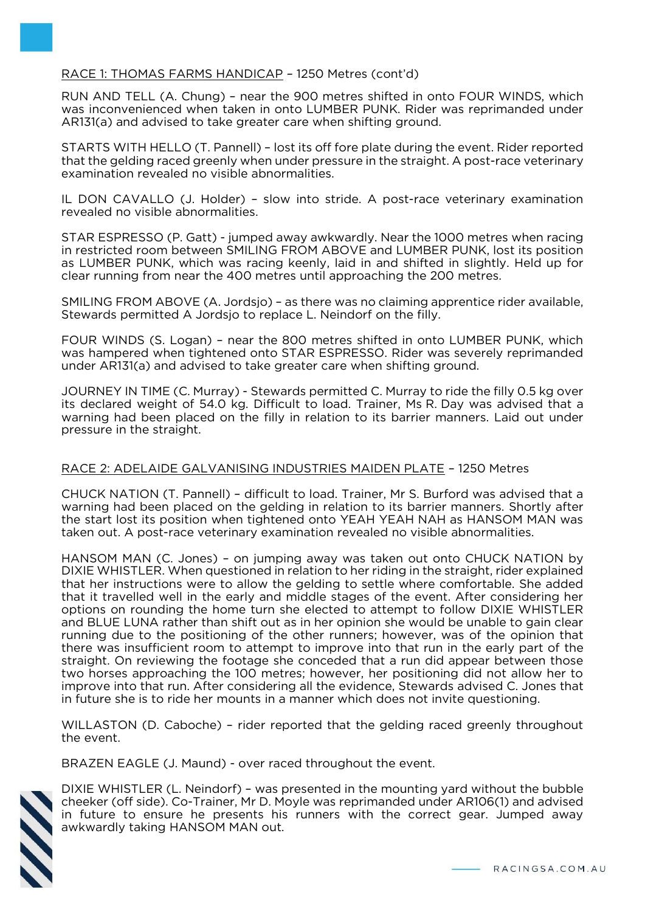RACE 1: THOMAS FARMS HANDICAP – 1250 Metres (cont'd)

RUN AND TELL (A. Chung) – near the 900 metres shifted in onto FOUR WINDS, which was inconvenienced when taken in onto LUMBER PUNK. Rider was reprimanded under AR131(a) and advised to take greater care when shifting ground.

STARTS WITH HELLO (T. Pannell) – lost its off fore plate during the event. Rider reported that the gelding raced greenly when under pressure in the straight. A post-race veterinary examination revealed no visible abnormalities.

IL DON CAVALLO (J. Holder) – slow into stride. A post-race veterinary examination revealed no visible abnormalities.

STAR ESPRESSO (P. Gatt) - jumped away awkwardly. Near the 1000 metres when racing in restricted room between SMILING FROM ABOVE and LUMBER PUNK, lost its position as LUMBER PUNK, which was racing keenly, laid in and shifted in slightly. Held up for clear running from near the 400 metres until approaching the 200 metres.

SMILING FROM ABOVE (A. Jordsjo) – as there was no claiming apprentice rider available, Stewards permitted A Jordsjo to replace L. Neindorf on the filly.

FOUR WINDS (S. Logan) – near the 800 metres shifted in onto LUMBER PUNK, which was hampered when tightened onto STAR ESPRESSO. Rider was severely reprimanded under AR131(a) and advised to take greater care when shifting ground.

JOURNEY IN TIME (C. Murray) - Stewards permitted C. Murray to ride the filly 0.5 kg over its declared weight of 54.0 kg. Difficult to load. Trainer, Ms R. Day was advised that a warning had been placed on the filly in relation to its barrier manners. Laid out under pressure in the straight.

RACE 2: ADELAIDE GALVANISING INDUSTRIES MAIDEN PLATE – 1250 Metres

CHUCK NATION (T. Pannell) – difficult to load. Trainer, Mr S. Burford was advised that a warning had been placed on the gelding in relation to its barrier manners. Shortly after the start lost its position when tightened onto YEAH YEAH NAH as HANSOM MAN was taken out. A post-race veterinary examination revealed no visible abnormalities.

HANSOM MAN (C. Jones) – on jumping away was taken out onto CHUCK NATION by DIXIE WHISTLER. When questioned in relation to her riding in the straight, rider explained that her instructions were to allow the gelding to settle where comfortable. She added that it travelled well in the early and middle stages of the event. After considering her options on rounding the home turn she elected to attempt to follow DIXIE WHISTLER and BLUE LUNA rather than shift out as in her opinion she would be unable to gain clear running due to the positioning of the other runners; however, was of the opinion that there was insufficient room to attempt to improve into that run in the early part of the straight. On reviewing the footage she conceded that a run did appear between those two horses approaching the 100 metres; however, her positioning did not allow her to improve into that run. After considering all the evidence, Stewards advised C. Jones that in future she is to ride her mounts in a manner which does not invite questioning.

WILLASTON (D. Caboche) – rider reported that the gelding raced greenly throughout the event.

BRAZEN EAGLE (J. Maund) - over raced throughout the event.

DIXIE WHISTLER (L. Neindorf) – was presented in the mounting yard without the bubble cheeker (off side). Co-Trainer, Mr D. Moyle was reprimanded under AR106(1) and advised in future to ensure he presents his runners with the correct gear. Jumped away awkwardly taking HANSOM MAN out.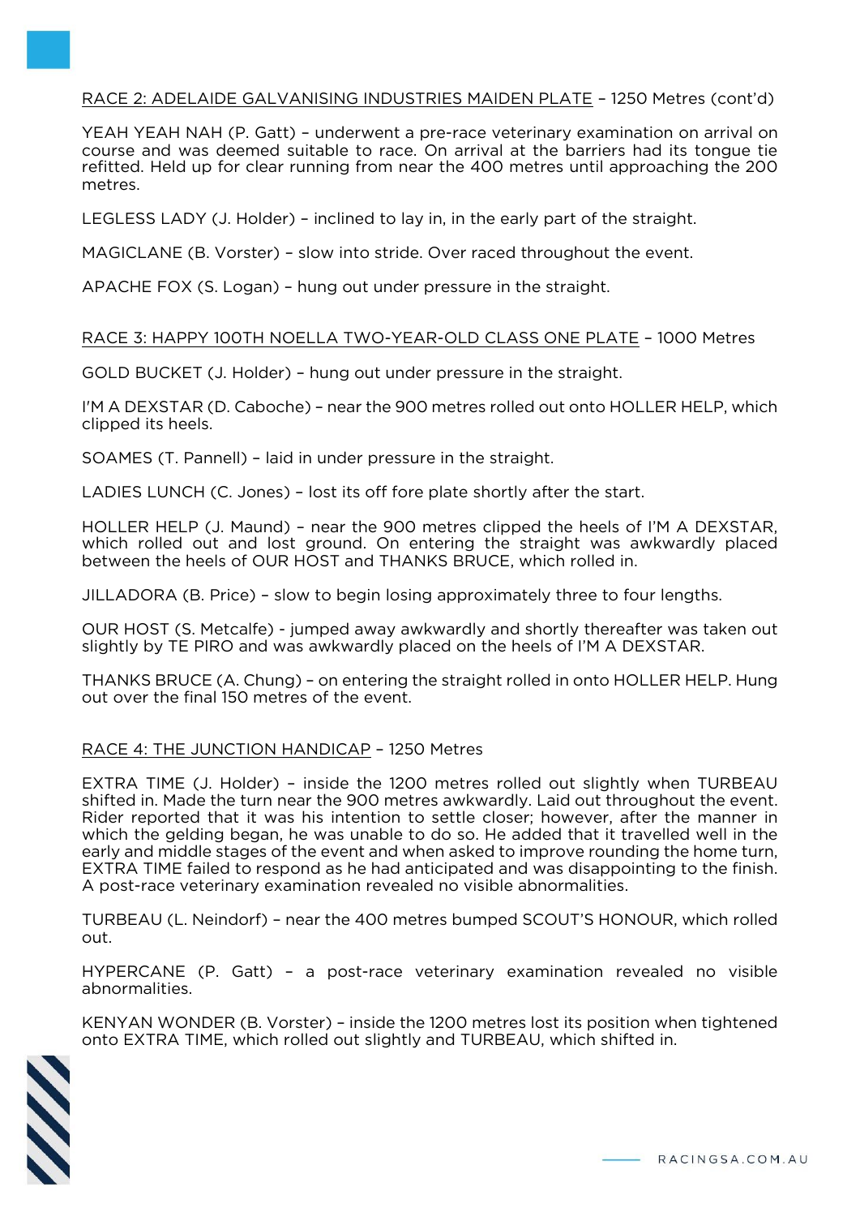<u>RACE 2: ADELAIDE GALVANISING INDUSTRIES MAIDEN PLATE</u> – 1250 Metres (cont'd)

YEAH YEAH NAH (P. Gatt) – underwent a pre-race veterinary examination on arrival on course and was deemed suitable to race. On arrival at the barriers had its tongue tie refitted. Held up for clear running from near the 400 metres until approaching the 200 metres.

LEGLESS LADY (J. Holder) – inclined to lay in, in the early part of the straight.

MAGICLANE (B. Vorster) – slow into stride. Over raced throughout the event.

APACHE FOX (S. Logan) – hung out under pressure in the straight.

<u>RACE 3: HAPPY 100TH NOELLA TWO-YEAR-OLD CLASS ONE PLATE</u> – 1000 Metres

GOLD BUCKET (J. Holder) – hung out under pressure in the straight.

I'M A DEXSTAR (D. Caboche) – near the 900 metres rolled out onto HOLLER HELP, which clipped its heels.

SOAMES (T. Pannell) – laid in under pressure in the straight.

LADIES LUNCH (C. Jones) – lost its off fore plate shortly after the start.

HOLLER HELP (J. Maund) – near the 900 metres clipped the heels of I'M A DEXSTAR, which rolled out and lost ground. On entering the straight was awkwardly placed between the heels of OUR HOST and THANKS BRUCE, which rolled in.

JILLADORA (B. Price) – slow to begin losing approximately three to four lengths.

OUR HOST (S. Metcalfe) - jumped away awkwardly and shortly thereafter was taken out slightly by TE PIRO and was awkwardly placed on the heels of I'M A DEXSTAR.

THANKS BRUCE (A. Chung) – on entering the straight rolled in onto HOLLER HELP. Hung out over the final 150 metres of the event.

<u>RACE 4: THE JUNCTION HANDICAP</u> – 1250 Metres

EXTRA TIME (J. Holder) – inside the 1200 metres rolled out slightly when TURBEAU shifted in. Made the turn near the 900 metres awkwardly. Laid out throughout the event. Rider reported that it was his intention to settle closer; however, after the manner in which the gelding began, he was unable to do so. He added that it travelled well in the early and middle stages of the event and when asked to improve rounding the home turn, EXTRA TIME failed to respond as he had anticipated and was disappointing to the finish. A post-race veterinary examination revealed no visible abnormalities.

TURBEAU (L. Neindorf) – near the 400 metres bumped SCOUT'S HONOUR, which rolled out.

HYPERCANE (P. Gatt) – a post-race veterinary examination revealed no visible abnormalities.

KENYAN WONDER (B. Vorster) – inside the 1200 metres lost its position when tightened onto EXTRA TIME, which rolled out slightly and TURBEAU, which shifted in.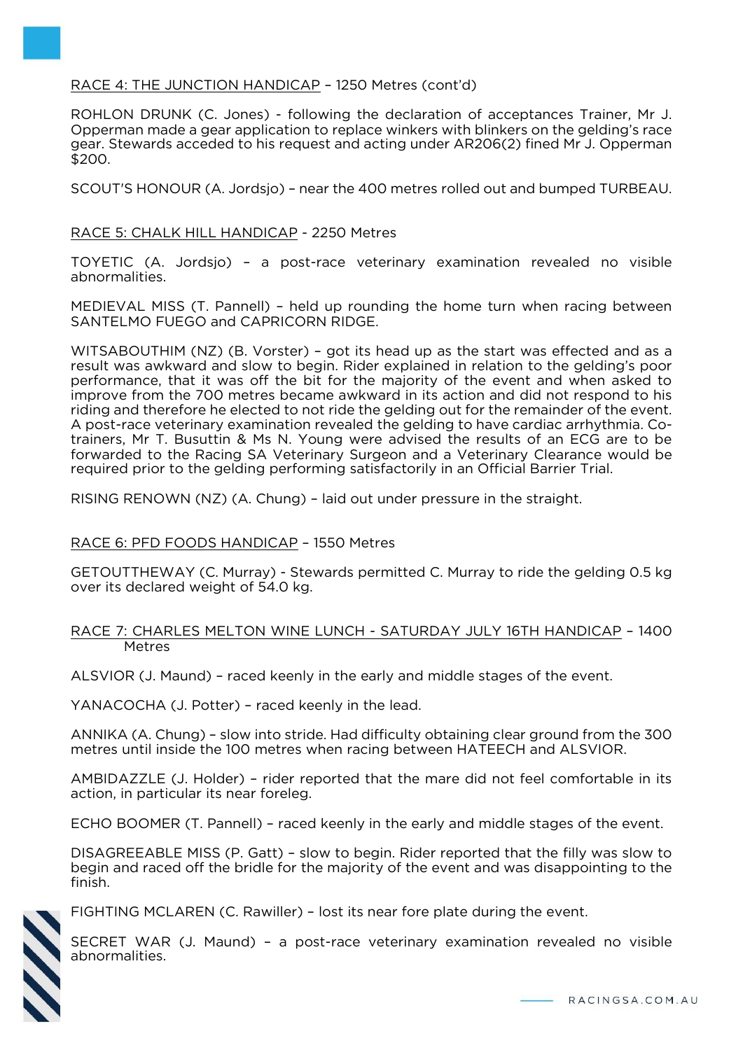RACE 4: THE JUNCTION HANDICAP – 1250 Metres (cont'd)

ROHLON DRUNK (C. Jones) - following the declaration of acceptances Trainer, Mr J. Opperman made a gear application to replace winkers with blinkers on the gelding's race gear. Stewards acceded to his request and acting under AR206(2) fined Mr J. Opperman $200.

SCOUT'S HONOUR (A. Jordsjo) – near the 400 metres rolled out and bumped TURBEAU.

RACE 5: CHALK HILL HANDICAP - 2250 Metres

TOYETIC (A. Jordsjo) – a post-race veterinary examination revealed no visible abnormalities.

MEDIEVAL MISS (T. Pannell) – held up rounding the home turn when racing between SANTELMO FUEGO and CAPRICORN RIDGE.

WITSABOUTHIM (NZ) (B. Vorster) – got its head up as the start was effected and as a result was awkward and slow to begin. Rider explained in relation to the gelding's poor performance, that it was off the bit for the majority of the event and when asked to improve from the 700 metres became awkward in its action and did not respond to his riding and therefore he elected to not ride the gelding out for the remainder of the event. A post-race veterinary examination revealed the gelding to have cardiac arrhythmia. Co-trainers, Mr T. Busuttin & Ms N. Young were advised the results of an ECG are to be forwarded to the Racing SA Veterinary Surgeon and a Veterinary Clearance would be required prior to the gelding performing satisfactorily in an Official Barrier Trial.

RISING RENOWN (NZ) (A. Chung) – laid out under pressure in the straight.

RACE 6: PFD FOODS HANDICAP – 1550 Metres

GETOUTTHEWAY (C. Murray) - Stewards permitted C. Murray to ride the gelding 0.5 kg over its declared weight of 54.0 kg.

RACE 7: CHARLES MELTON WINE LUNCH - SATURDAY JULY 16TH HANDICAP – 1400 Metres

ALSVIOR (J. Maund) – raced keenly in the early and middle stages of the event.

YANACOCHA (J. Potter) – raced keenly in the lead.

ANNIKA (A. Chung) – slow into stride. Had difficulty obtaining clear ground from the 300 metres until inside the 100 metres when racing between HATEECH and ALSVIOR.

AMBIDAZZLE (J. Holder) – rider reported that the mare did not feel comfortable in its action, in particular its near foreleg.

ECHO BOOMER (T. Pannell) – raced keenly in the early and middle stages of the event.

DISAGREEABLE MISS (P. Gatt) – slow to begin. Rider reported that the filly was slow to begin and raced off the bridle for the majority of the event and was disappointing to the finish.

FIGHTING MCLAREN (C. Rawiller) – lost its near fore plate during the event.

SECRET WAR (J. Maund) – a post-race veterinary examination revealed no visible abnormalities.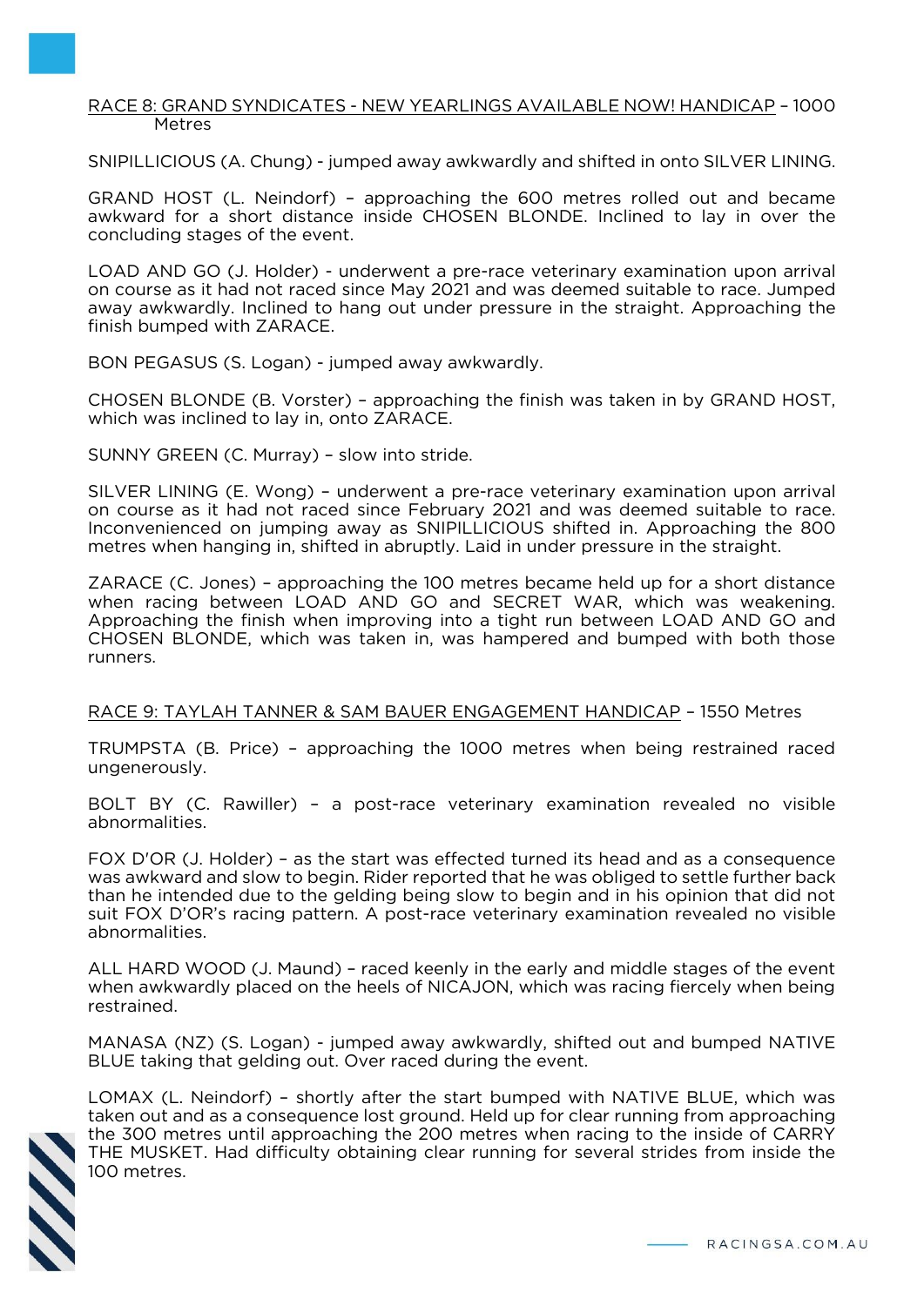## RACE 8: GRAND SYNDICATES - NEW YEARLINGS AVAILABLE NOW! HANDICAP – 1000 Metres

SNIPILLICIOUS (A. Chung) - jumped away awkwardly and shifted in onto SILVER LINING.

GRAND HOST (L. Neindorf) – approaching the 600 metres rolled out and became awkward for a short distance inside CHOSEN BLONDE. Inclined to lay in over the concluding stages of the event.

LOAD AND GO (J. Holder) - underwent a pre-race veterinary examination upon arrival on course as it had not raced since May 2021 and was deemed suitable to race. Jumped away awkwardly. Inclined to hang out under pressure in the straight. Approaching the finish bumped with ZARACE.

BON PEGASUS (S. Logan) - jumped away awkwardly.

CHOSEN BLONDE (B. Vorster) – approaching the finish was taken in by GRAND HOST, which was inclined to lay in, onto ZARACE.

SUNNY GREEN (C. Murray) – slow into stride.

SILVER LINING (E. Wong) – underwent a pre-race veterinary examination upon arrival on course as it had not raced since February 2021 and was deemed suitable to race. Inconvenienced on jumping away as SNIPILLICIOUS shifted in. Approaching the 800 metres when hanging in, shifted in abruptly. Laid in under pressure in the straight.

ZARACE (C. Jones) – approaching the 100 metres became held up for a short distance when racing between LOAD AND GO and SECRET WAR, which was weakening. Approaching the finish when improving into a tight run between LOAD AND GO and CHOSEN BLONDE, which was taken in, was hampered and bumped with both those runners.

## RACE 9: TAYLAH TANNER & SAM BAUER ENGAGEMENT HANDICAP – 1550 Metres

TRUMPSTA (B. Price) – approaching the 1000 metres when being restrained raced ungenerously.

BOLT BY (C. Rawiller) – a post-race veterinary examination revealed no visible abnormalities.

FOX D'OR (J. Holder) – as the start was effected turned its head and as a consequence was awkward and slow to begin. Rider reported that he was obliged to settle further back than he intended due to the gelding being slow to begin and in his opinion that did not suit FOX D'OR's racing pattern. A post-race veterinary examination revealed no visible abnormalities.

ALL HARD WOOD (J. Maund) – raced keenly in the early and middle stages of the event when awkwardly placed on the heels of NICAJON, which was racing fiercely when being restrained.

MANASA (NZ) (S. Logan) - jumped away awkwardly, shifted out and bumped NATIVE BLUE taking that gelding out. Over raced during the event.

LOMAX (L. Neindorf) – shortly after the start bumped with NATIVE BLUE, which was taken out and as a consequence lost ground. Held up for clear running from approaching the 300 metres until approaching the 200 metres when racing to the inside of CARRY THE MUSKET. Had difficulty obtaining clear running for several strides from inside the 100 metres.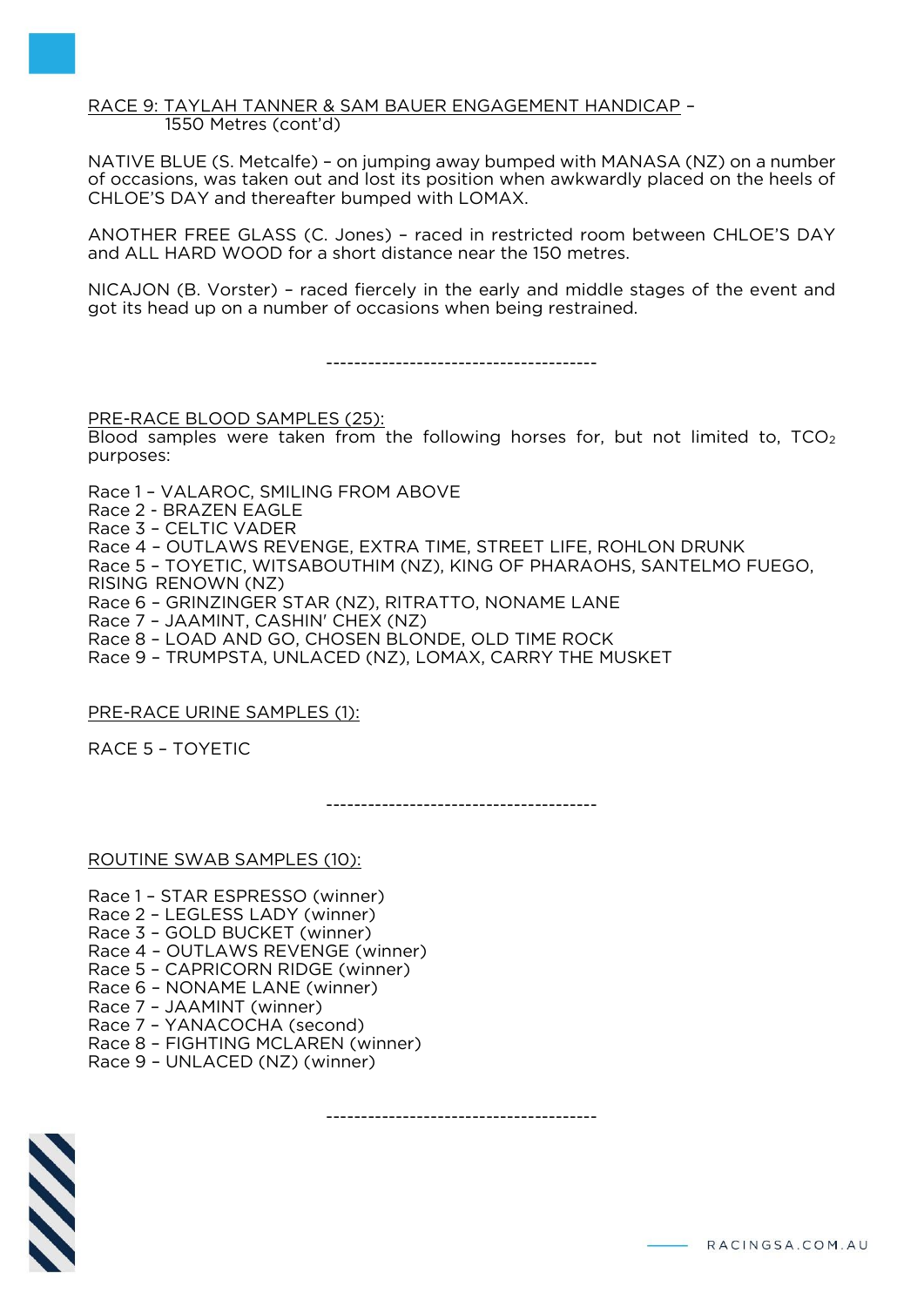RACE 9: TAYLAH TANNER & SAM BAUER ENGAGEMENT HANDICAP – 1550 Metres (cont'd)

NATIVE BLUE (S. Metcalfe) – on jumping away bumped with MANASA (NZ) on a number of occasions, was taken out and lost its position when awkwardly placed on the heels of CHLOE'S DAY and thereafter bumped with LOMAX.

ANOTHER FREE GLASS (C. Jones) – raced in restricted room between CHLOE'S DAY and ALL HARD WOOD for a short distance near the 150 metres.

NICAJON (B. Vorster) – raced fiercely in the early and middle stages of the event and got its head up on a number of occasions when being restrained.

---------------------------------------

PRE-RACE BLOOD SAMPLES (25):

Blood samples were taken from the following horses for, but not limited to, $TCO_2$ purposes:

Race 1 – VALAROC, SMILING FROM ABOVE
Race 2 - BRAZEN EAGLE
Race 3 – CELTIC VADER
Race 4 – OUTLAWS REVENGE, EXTRA TIME, STREET LIFE, ROHLON DRUNK
Race 5 – TOYETIC, WITSABOUTHIM (NZ), KING OF PHARAOHS, SANTELMO FUEGO, RISING RENOWN (NZ)
Race 6 – GRINZINGER STAR (NZ), RITRATTO, NONAME LANE
Race 7 – JAAMINT, CASHIN' CHEX (NZ)
Race 8 – LOAD AND GO, CHOSEN BLONDE, OLD TIME ROCK
Race 9 – TRUMPSTA, UNLACED (NZ), LOMAX, CARRY THE MUSKET

PRE-RACE URINE SAMPLES (1):

RACE 5 – TOYETIC

---------------------------------------

ROUTINE SWAB SAMPLES (10):

Race 1 – STAR ESPRESSO (winner)
Race 2 – LEGLESS LADY (winner)
Race 3 – GOLD BUCKET (winner)
Race 4 – OUTLAWS REVENGE (winner)
Race 5 – CAPRICORN RIDGE (winner)
Race 6 – NONAME LANE (winner)
Race 7 – JAAMINT (winner)
Race 7 – YANACOCHA (second)
Race 8 – FIGHTING MCLAREN (winner)
Race 9 – UNLACED (NZ) (winner)

---------------------------------------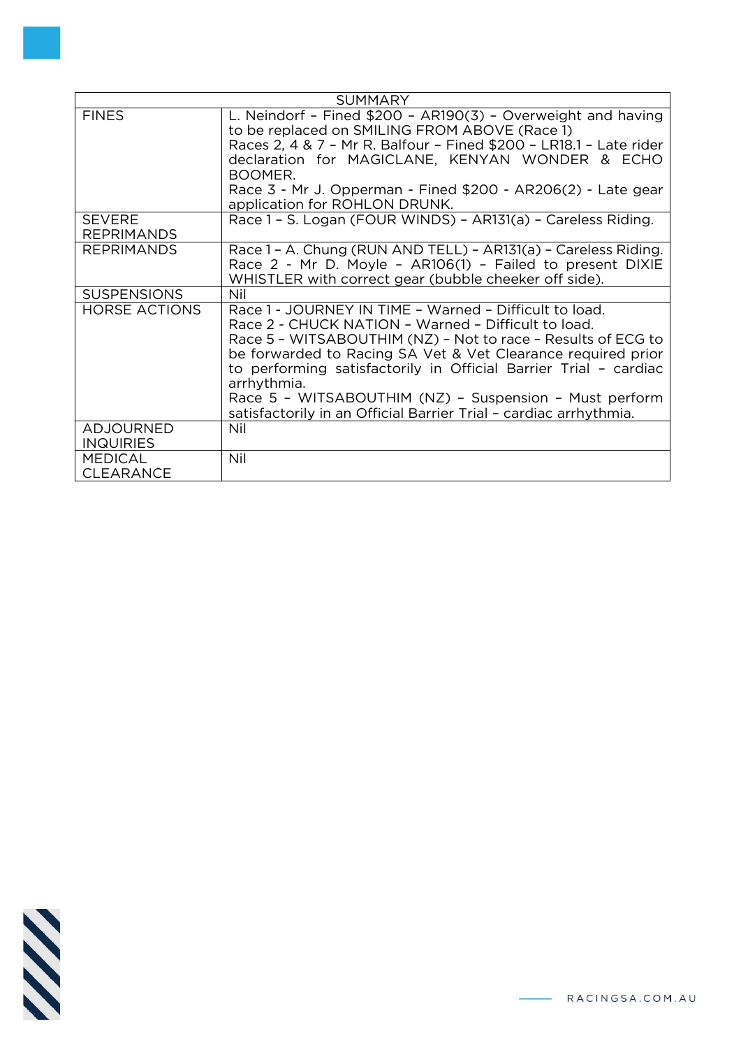| SUMMARY | |
|---|---|
| FINES | L. Neindorf – Fined $200 – AR190(3) – Overweight and having to be replaced on SMILING FROM ABOVE (Race 1)<br>Races 2, 4 & 7 – Mr R. Balfour – Fined $200 – LR18.1 – Late rider declaration for MAGICLANE, KENYAN WONDER & ECHO BOOMER.<br>Race 3 - Mr J. Opperman - Fined $200 - AR206(2) - Late gear application for ROHLON DRUNK. |
| SEVERE REPRIMANDS | Race 1 – S. Logan (FOUR WINDS) – AR131(a) – Careless Riding. |
| REPRIMANDS | Race 1 – A. Chung (RUN AND TELL) – AR131(a) – Careless Riding.<br>Race 2 - Mr D. Moyle – AR106(1) – Failed to present DIXIE WHISTLER with correct gear (bubble cheeker off side). |
| SUSPENSIONS | Nil |
| HORSE ACTIONS | Race 1 - JOURNEY IN TIME – Warned – Difficult to load.<br>Race 2 - CHUCK NATION – Warned – Difficult to load.<br>Race 5 – WITSABOUTHIM (NZ) – Not to race – Results of ECG to be forwarded to Racing SA Vet & Vet Clearance required prior to performing satisfactorily in Official Barrier Trial – cardiac arrhythmia.<br>Race 5 – WITSABOUTHIM (NZ) – Suspension – Must perform satisfactorily in an Official Barrier Trial – cardiac arrhythmia. |
| ADJOURNED INQUIRIES | Nil |
| MEDICAL CLEARANCE | Nil |